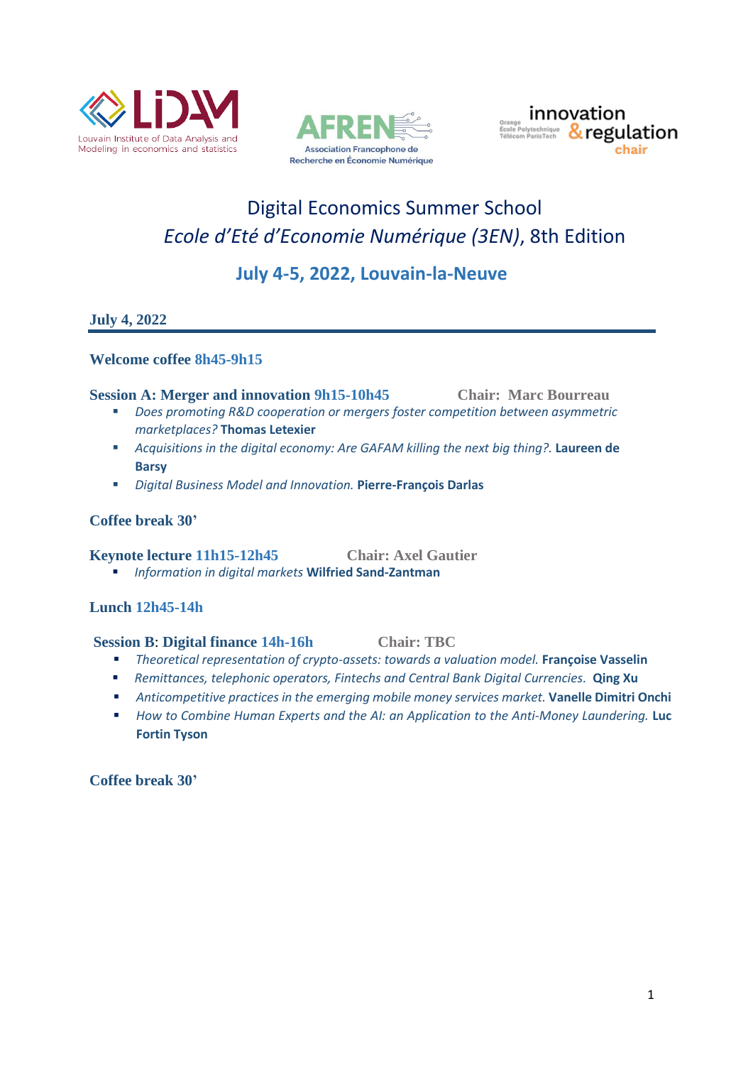Louvain Institute of Data Analysis and Modeling in economics and statistics

AFREN – Association Francophone de Recherche en Économie Numérique

innovation & regulation chair – Orange, École Polytechnique, Télécom ParisTech

# Digital Economics Summer School

# *Ecole d'Eté d'Economie Numérique (3EN)*, 8th Edition

## July 4-5, 2022, Louvain-la-Neuve

### July 4, 2022

**Welcome coffee 8h45-9h15**

**Session A: Merger and innovation 9h15-10h45** **Chair: Marc Bourreau**

- *Does promoting R&D cooperation or mergers foster competition between asymmetric marketplaces?* **Thomas Letexier**
- *Acquisitions in the digital economy: Are GAFAM killing the next big thing?.* **Laureen de Barsy**
- *Digital Business Model and Innovation.* **Pierre-François Darlas**

**Coffee break 30'**

**Keynote lecture 11h15-12h45** **Chair: Axel Gautier**

- *Information in digital markets* **Wilfried Sand-Zantman**

**Lunch 12h45-14h**

**Session B: Digital finance 14h-16h** **Chair: TBC**

- *Theoretical representation of crypto-assets: towards a valuation model.* **Françoise Vasselin**
- *Remittances, telephonic operators, Fintechs and Central Bank Digital Currencies.* **Qing Xu**
- *Anticompetitive practices in the emerging mobile money services market.* **Vanelle Dimitri Onchi**
- *How to Combine Human Experts and the AI: an Application to the Anti-Money Laundering.* **Luc Fortin Tyson**

**Coffee break 30'**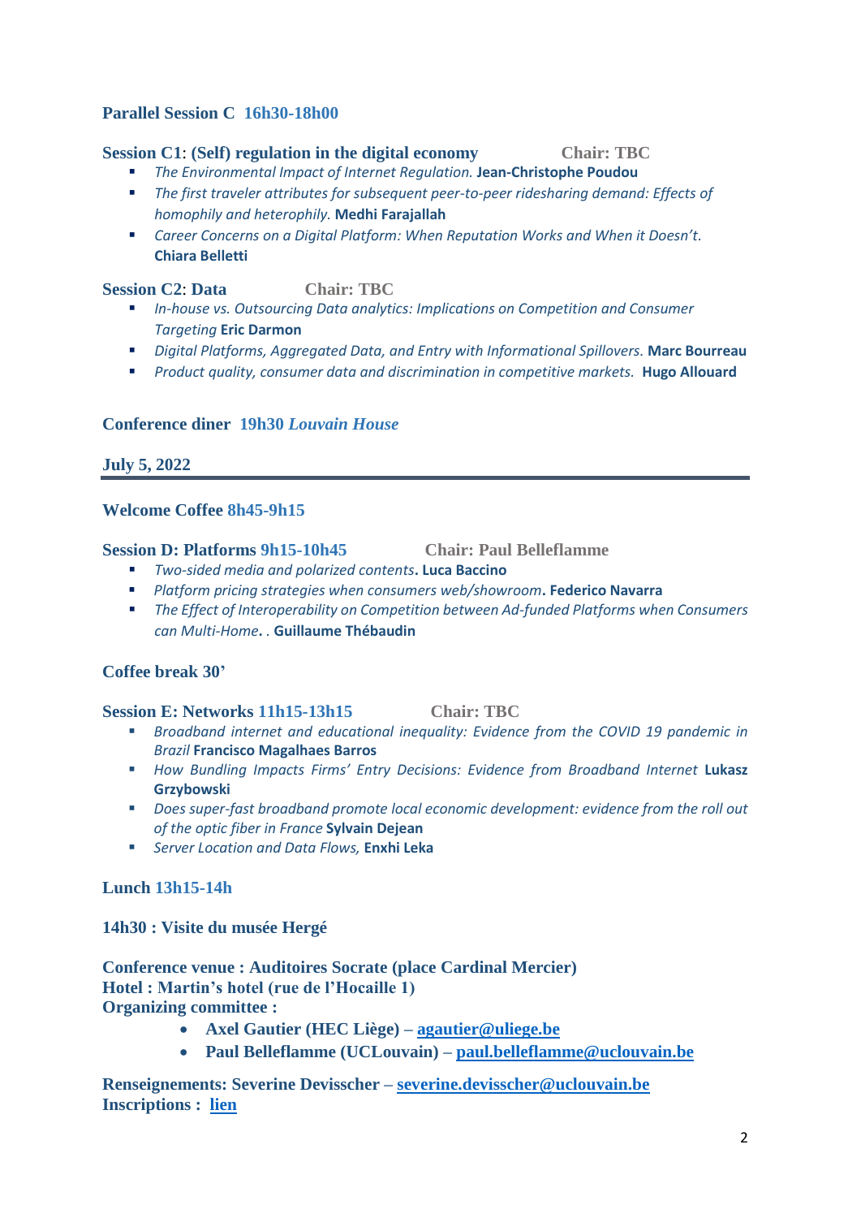**Parallel Session C 16h30-18h00**

**Session C1: (Self) regulation in the digital economy** **Chair: TBC**

- *The Environmental Impact of Internet Regulation.* **Jean-Christophe Poudou**
- *The first traveler attributes for subsequent peer-to-peer ridesharing demand: Effects of homophily and heterophily.* **Medhi Farajallah**
- *Career Concerns on a Digital Platform: When Reputation Works and When it Doesn't.* **Chiara Belletti**

**Session C2: Data** **Chair: TBC**

- *In-house vs. Outsourcing Data analytics: Implications on Competition and Consumer Targeting* **Eric Darmon**
- *Digital Platforms, Aggregated Data, and Entry with Informational Spillovers.* **Marc Bourreau**
- *Product quality, consumer data and discrimination in competitive markets.* **Hugo Allouard**

**Conference diner 19h30 *Louvain House***

## July 5, 2022

**Welcome Coffee 8h45-9h15**

**Session D: Platforms 9h15-10h45** **Chair: Paul Belleflamme**

- *Two-sided media and polarized contents*. **Luca Baccino**
- *Platform pricing strategies when consumers web/showroom*. **Federico Navarra**
- *The Effect of Interoperability on Competition between Ad-funded Platforms when Consumers can Multi-Home*. . **Guillaume Thébaudin**

**Coffee break 30'**

**Session E: Networks 11h15-13h15** **Chair: TBC**

- *Broadband internet and educational inequality: Evidence from the COVID 19 pandemic in Brazil* **Francisco Magalhaes Barros**
- *How Bundling Impacts Firms' Entry Decisions: Evidence from Broadband Internet* **Lukasz Grzybowski**
- *Does super-fast broadband promote local economic development: evidence from the roll out of the optic fiber in France* **Sylvain Dejean**
- *Server Location and Data Flows,* **Enxhi Leka**

**Lunch 13h15-14h**

**14h30 : Visite du musée Hergé**

**Conference venue : Auditoires Socrate (place Cardinal Mercier)**
**Hotel : Martin's hotel (rue de l'Hocaille 1)**
**Organizing committee :**

- **Axel Gautier (HEC Liège) – agautier@uliege.be**
- **Paul Belleflamme (UCLouvain) – paul.belleflamme@uclouvain.be**

**Renseignements: Severine Devisscher – severine.devisscher@uclouvain.be**
**Inscriptions : lien**